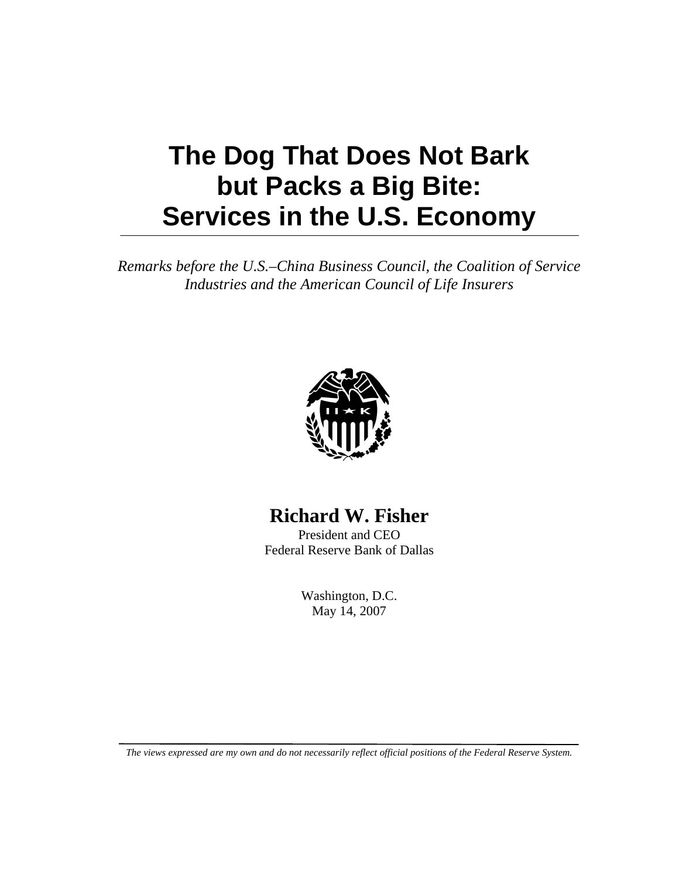# The Dog That Does Not Bark but Packs a Big Bite: Services in the U.S. Economy

*Remarks before the U.S.–China Business Council, the Coalition of Service Industries and the American Council of Life Insurers*

**Richard W. Fisher**
President and CEO
Federal Reserve Bank of Dallas

Washington, D.C.
May 14, 2007

*The views expressed are my own and do not necessarily reflect official positions of the Federal Reserve System.*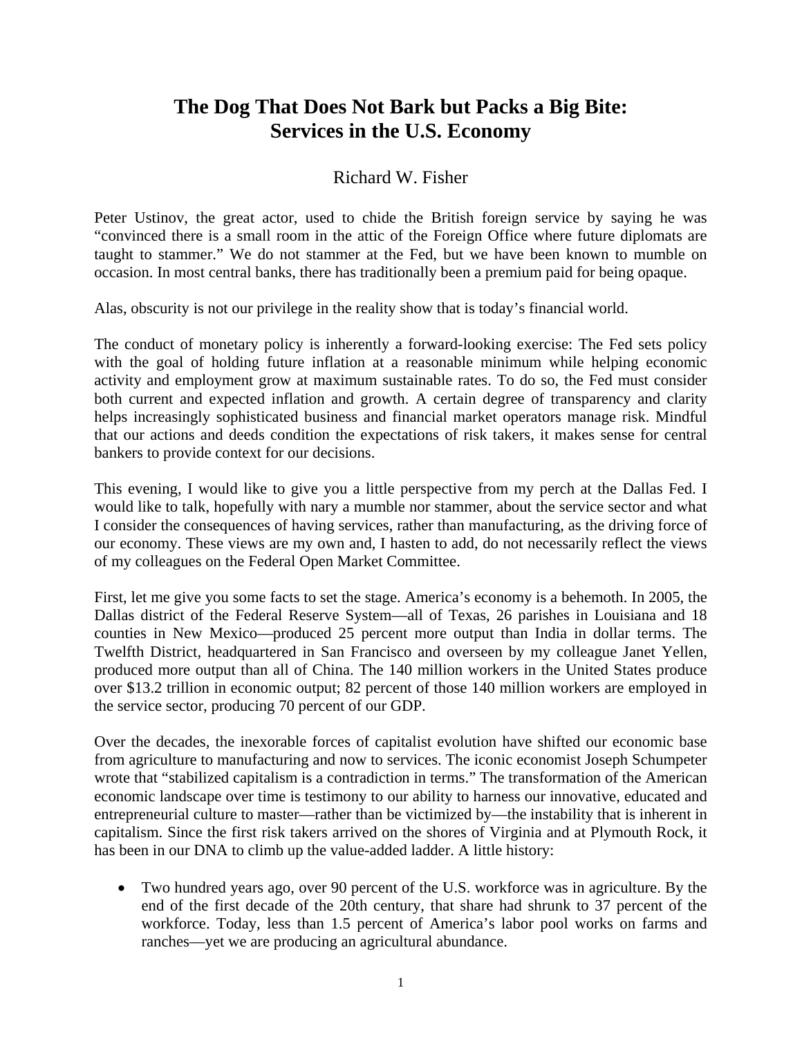# The Dog That Does Not Bark but Packs a Big Bite: Services in the U.S. Economy

Richard W. Fisher

Peter Ustinov, the great actor, used to chide the British foreign service by saying he was "convinced there is a small room in the attic of the Foreign Office where future diplomats are taught to stammer." We do not stammer at the Fed, but we have been known to mumble on occasion. In most central banks, there has traditionally been a premium paid for being opaque.

Alas, obscurity is not our privilege in the reality show that is today's financial world.

The conduct of monetary policy is inherently a forward-looking exercise: The Fed sets policy with the goal of holding future inflation at a reasonable minimum while helping economic activity and employment grow at maximum sustainable rates. To do so, the Fed must consider both current and expected inflation and growth. A certain degree of transparency and clarity helps increasingly sophisticated business and financial market operators manage risk. Mindful that our actions and deeds condition the expectations of risk takers, it makes sense for central bankers to provide context for our decisions.

This evening, I would like to give you a little perspective from my perch at the Dallas Fed. I would like to talk, hopefully with nary a mumble nor stammer, about the service sector and what I consider the consequences of having services, rather than manufacturing, as the driving force of our economy. These views are my own and, I hasten to add, do not necessarily reflect the views of my colleagues on the Federal Open Market Committee.

First, let me give you some facts to set the stage. America's economy is a behemoth. In 2005, the Dallas district of the Federal Reserve System—all of Texas, 26 parishes in Louisiana and 18 counties in New Mexico—produced 25 percent more output than India in dollar terms. The Twelfth District, headquartered in San Francisco and overseen by my colleague Janet Yellen, produced more output than all of China. The 140 million workers in the United States produce over $13.2 trillion in economic output; 82 percent of those 140 million workers are employed in the service sector, producing 70 percent of our GDP.

Over the decades, the inexorable forces of capitalist evolution have shifted our economic base from agriculture to manufacturing and now to services. The iconic economist Joseph Schumpeter wrote that "stabilized capitalism is a contradiction in terms." The transformation of the American economic landscape over time is testimony to our ability to harness our innovative, educated and entrepreneurial culture to master—rather than be victimized by—the instability that is inherent in capitalism. Since the first risk takers arrived on the shores of Virginia and at Plymouth Rock, it has been in our DNA to climb up the value-added ladder. A little history:

- Two hundred years ago, over 90 percent of the U.S. workforce was in agriculture. By the end of the first decade of the 20th century, that share had shrunk to 37 percent of the workforce. Today, less than 1.5 percent of America's labor pool works on farms and ranches—yet we are producing an agricultural abundance.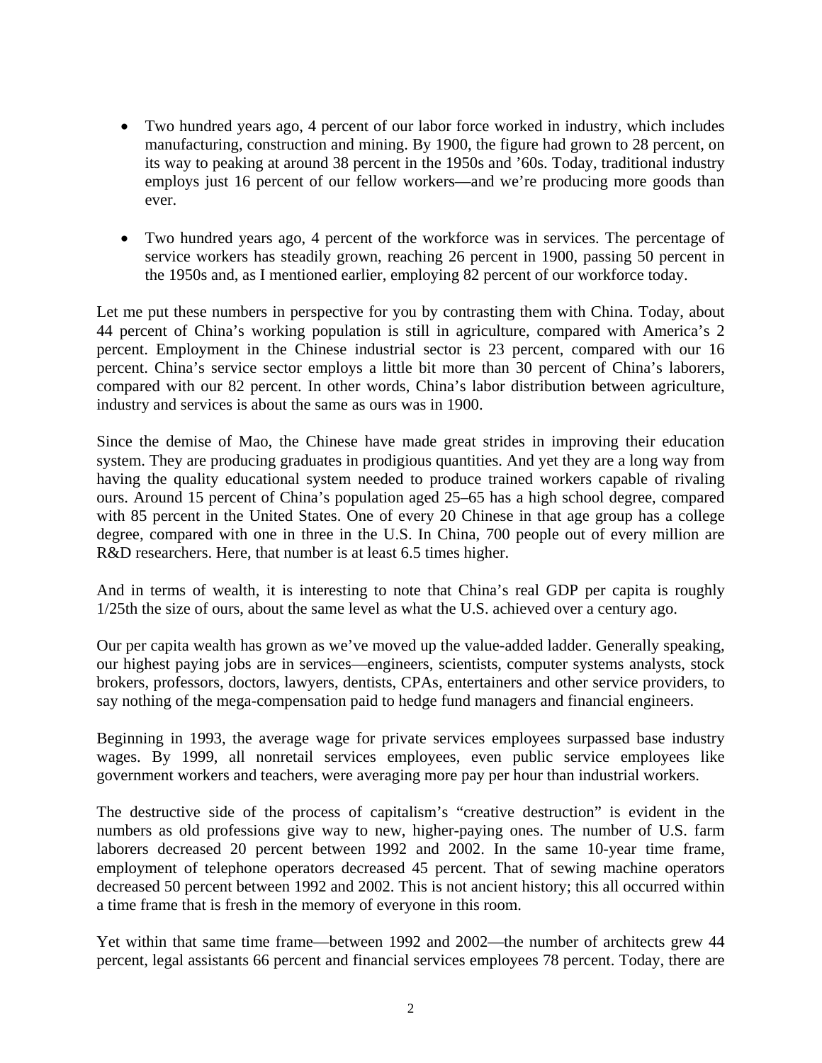- Two hundred years ago, 4 percent of our labor force worked in industry, which includes manufacturing, construction and mining. By 1900, the figure had grown to 28 percent, on its way to peaking at around 38 percent in the 1950s and ’60s. Today, traditional industry employs just 16 percent of our fellow workers—and we’re producing more goods than ever.

- Two hundred years ago, 4 percent of the workforce was in services. The percentage of service workers has steadily grown, reaching 26 percent in 1900, passing 50 percent in the 1950s and, as I mentioned earlier, employing 82 percent of our workforce today.

Let me put these numbers in perspective for you by contrasting them with China. Today, about 44 percent of China’s working population is still in agriculture, compared with America’s 2 percent. Employment in the Chinese industrial sector is 23 percent, compared with our 16 percent. China’s service sector employs a little bit more than 30 percent of China’s laborers, compared with our 82 percent. In other words, China’s labor distribution between agriculture, industry and services is about the same as ours was in 1900.

Since the demise of Mao, the Chinese have made great strides in improving their education system. They are producing graduates in prodigious quantities. And yet they are a long way from having the quality educational system needed to produce trained workers capable of rivaling ours. Around 15 percent of China’s population aged 25–65 has a high school degree, compared with 85 percent in the United States. One of every 20 Chinese in that age group has a college degree, compared with one in three in the U.S. In China, 700 people out of every million are R&D researchers. Here, that number is at least 6.5 times higher.

And in terms of wealth, it is interesting to note that China’s real GDP per capita is roughly 1/25th the size of ours, about the same level as what the U.S. achieved over a century ago.

Our per capita wealth has grown as we’ve moved up the value-added ladder. Generally speaking, our highest paying jobs are in services—engineers, scientists, computer systems analysts, stock brokers, professors, doctors, lawyers, dentists, CPAs, entertainers and other service providers, to say nothing of the mega-compensation paid to hedge fund managers and financial engineers.

Beginning in 1993, the average wage for private services employees surpassed base industry wages. By 1999, all nonretail services employees, even public service employees like government workers and teachers, were averaging more pay per hour than industrial workers.

The destructive side of the process of capitalism’s “creative destruction” is evident in the numbers as old professions give way to new, higher-paying ones. The number of U.S. farm laborers decreased 20 percent between 1992 and 2002. In the same 10-year time frame, employment of telephone operators decreased 45 percent. That of sewing machine operators decreased 50 percent between 1992 and 2002. This is not ancient history; this all occurred within a time frame that is fresh in the memory of everyone in this room.

Yet within that same time frame—between 1992 and 2002—the number of architects grew 44 percent, legal assistants 66 percent and financial services employees 78 percent. Today, there are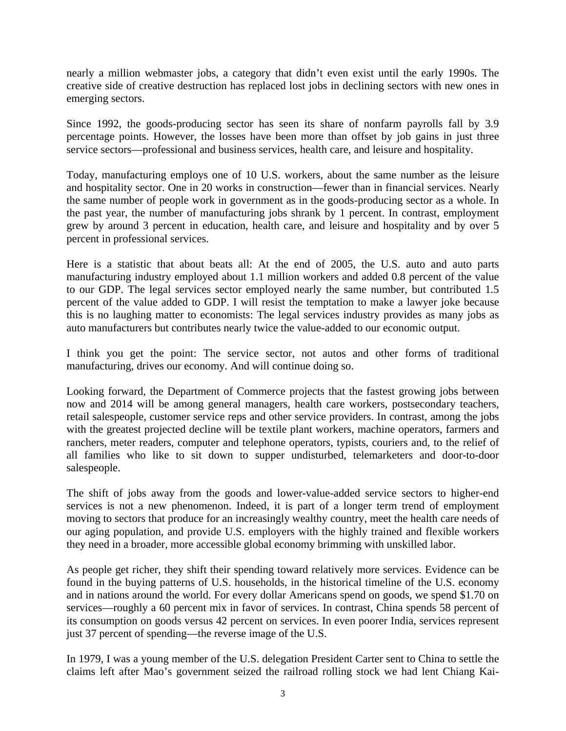nearly a million webmaster jobs, a category that didn't even exist until the early 1990s. The creative side of creative destruction has replaced lost jobs in declining sectors with new ones in emerging sectors.

Since 1992, the goods-producing sector has seen its share of nonfarm payrolls fall by 3.9 percentage points. However, the losses have been more than offset by job gains in just three service sectors—professional and business services, health care, and leisure and hospitality.

Today, manufacturing employs one of 10 U.S. workers, about the same number as the leisure and hospitality sector. One in 20 works in construction—fewer than in financial services. Nearly the same number of people work in government as in the goods-producing sector as a whole. In the past year, the number of manufacturing jobs shrank by 1 percent. In contrast, employment grew by around 3 percent in education, health care, and leisure and hospitality and by over 5 percent in professional services.

Here is a statistic that about beats all: At the end of 2005, the U.S. auto and auto parts manufacturing industry employed about 1.1 million workers and added 0.8 percent of the value to our GDP. The legal services sector employed nearly the same number, but contributed 1.5 percent of the value added to GDP. I will resist the temptation to make a lawyer joke because this is no laughing matter to economists: The legal services industry provides as many jobs as auto manufacturers but contributes nearly twice the value-added to our economic output.

I think you get the point: The service sector, not autos and other forms of traditional manufacturing, drives our economy. And will continue doing so.

Looking forward, the Department of Commerce projects that the fastest growing jobs between now and 2014 will be among general managers, health care workers, postsecondary teachers, retail salespeople, customer service reps and other service providers. In contrast, among the jobs with the greatest projected decline will be textile plant workers, machine operators, farmers and ranchers, meter readers, computer and telephone operators, typists, couriers and, to the relief of all families who like to sit down to supper undisturbed, telemarketers and door-to-door salespeople.

The shift of jobs away from the goods and lower-value-added service sectors to higher-end services is not a new phenomenon. Indeed, it is part of a longer term trend of employment moving to sectors that produce for an increasingly wealthy country, meet the health care needs of our aging population, and provide U.S. employers with the highly trained and flexible workers they need in a broader, more accessible global economy brimming with unskilled labor.

As people get richer, they shift their spending toward relatively more services. Evidence can be found in the buying patterns of U.S. households, in the historical timeline of the U.S. economy and in nations around the world. For every dollar Americans spend on goods, we spend $1.70 on services—roughly a 60 percent mix in favor of services. In contrast, China spends 58 percent of its consumption on goods versus 42 percent on services. In even poorer India, services represent just 37 percent of spending—the reverse image of the U.S.

In 1979, I was a young member of the U.S. delegation President Carter sent to China to settle the claims left after Mao's government seized the railroad rolling stock we had lent Chiang Kai-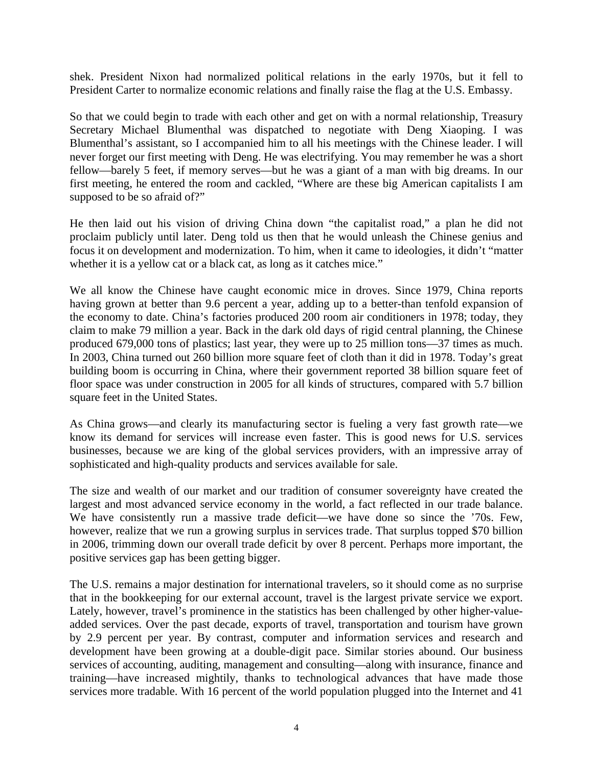shek. President Nixon had normalized political relations in the early 1970s, but it fell to President Carter to normalize economic relations and finally raise the flag at the U.S. Embassy.

So that we could begin to trade with each other and get on with a normal relationship, Treasury Secretary Michael Blumenthal was dispatched to negotiate with Deng Xiaoping. I was Blumenthal's assistant, so I accompanied him to all his meetings with the Chinese leader. I will never forget our first meeting with Deng. He was electrifying. You may remember he was a short fellow—barely 5 feet, if memory serves—but he was a giant of a man with big dreams. In our first meeting, he entered the room and cackled, "Where are these big American capitalists I am supposed to be so afraid of?"

He then laid out his vision of driving China down "the capitalist road," a plan he did not proclaim publicly until later. Deng told us then that he would unleash the Chinese genius and focus it on development and modernization. To him, when it came to ideologies, it didn't "matter whether it is a yellow cat or a black cat, as long as it catches mice."

We all know the Chinese have caught economic mice in droves. Since 1979, China reports having grown at better than 9.6 percent a year, adding up to a better-than tenfold expansion of the economy to date. China's factories produced 200 room air conditioners in 1978; today, they claim to make 79 million a year. Back in the dark old days of rigid central planning, the Chinese produced 679,000 tons of plastics; last year, they were up to 25 million tons—37 times as much. In 2003, China turned out 260 billion more square feet of cloth than it did in 1978. Today's great building boom is occurring in China, where their government reported 38 billion square feet of floor space was under construction in 2005 for all kinds of structures, compared with 5.7 billion square feet in the United States.

As China grows—and clearly its manufacturing sector is fueling a very fast growth rate—we know its demand for services will increase even faster. This is good news for U.S. services businesses, because we are king of the global services providers, with an impressive array of sophisticated and high-quality products and services available for sale.

The size and wealth of our market and our tradition of consumer sovereignty have created the largest and most advanced service economy in the world, a fact reflected in our trade balance. We have consistently run a massive trade deficit—we have done so since the '70s. Few, however, realize that we run a growing surplus in services trade. That surplus topped $70 billion in 2006, trimming down our overall trade deficit by over 8 percent. Perhaps more important, the positive services gap has been getting bigger.

The U.S. remains a major destination for international travelers, so it should come as no surprise that in the bookkeeping for our external account, travel is the largest private service we export. Lately, however, travel's prominence in the statistics has been challenged by other higher-value-added services. Over the past decade, exports of travel, transportation and tourism have grown by 2.9 percent per year. By contrast, computer and information services and research and development have been growing at a double-digit pace. Similar stories abound. Our business services of accounting, auditing, management and consulting—along with insurance, finance and training—have increased mightily, thanks to technological advances that have made those services more tradable. With 16 percent of the world population plugged into the Internet and 41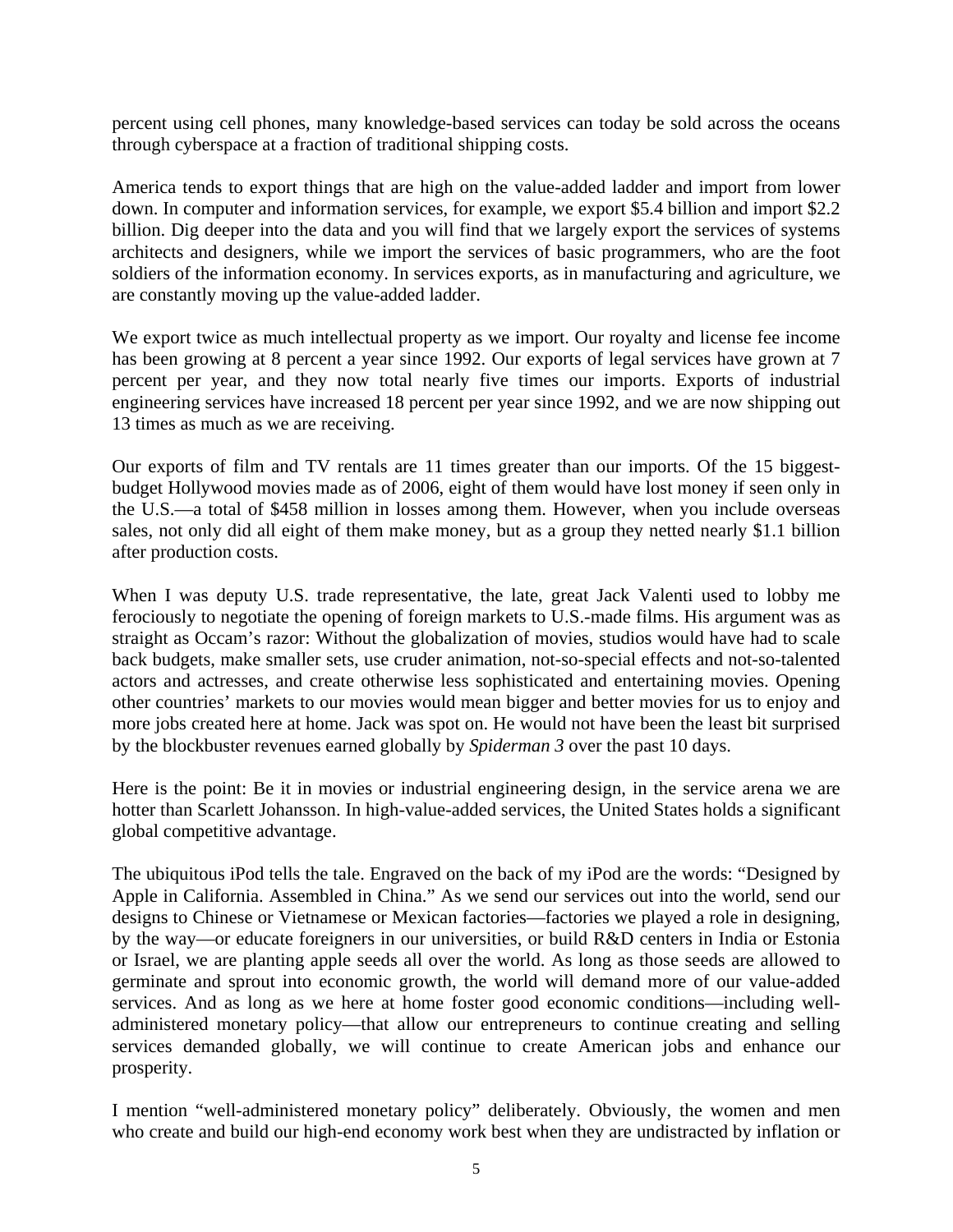percent using cell phones, many knowledge-based services can today be sold across the oceans through cyberspace at a fraction of traditional shipping costs.

America tends to export things that are high on the value-added ladder and import from lower down. In computer and information services, for example, we export \$5.4 billion and import \$2.2 billion. Dig deeper into the data and you will find that we largely export the services of systems architects and designers, while we import the services of basic programmers, who are the foot soldiers of the information economy. In services exports, as in manufacturing and agriculture, we are constantly moving up the value-added ladder.

We export twice as much intellectual property as we import. Our royalty and license fee income has been growing at 8 percent a year since 1992. Our exports of legal services have grown at 7 percent per year, and they now total nearly five times our imports. Exports of industrial engineering services have increased 18 percent per year since 1992, and we are now shipping out 13 times as much as we are receiving.

Our exports of film and TV rentals are 11 times greater than our imports. Of the 15 biggest-budget Hollywood movies made as of 2006, eight of them would have lost money if seen only in the U.S.—a total of \$458 million in losses among them. However, when you include overseas sales, not only did all eight of them make money, but as a group they netted nearly \$1.1 billion after production costs.

When I was deputy U.S. trade representative, the late, great Jack Valenti used to lobby me ferociously to negotiate the opening of foreign markets to U.S.-made films. His argument was as straight as Occam's razor: Without the globalization of movies, studios would have had to scale back budgets, make smaller sets, use cruder animation, not-so-special effects and not-so-talented actors and actresses, and create otherwise less sophisticated and entertaining movies. Opening other countries' markets to our movies would mean bigger and better movies for us to enjoy and more jobs created here at home. Jack was spot on. He would not have been the least bit surprised by the blockbuster revenues earned globally by *Spiderman 3* over the past 10 days.

Here is the point: Be it in movies or industrial engineering design, in the service arena we are hotter than Scarlett Johansson. In high-value-added services, the United States holds a significant global competitive advantage.

The ubiquitous iPod tells the tale. Engraved on the back of my iPod are the words: "Designed by Apple in California. Assembled in China." As we send our services out into the world, send our designs to Chinese or Vietnamese or Mexican factories—factories we played a role in designing, by the way—or educate foreigners in our universities, or build R&D centers in India or Estonia or Israel, we are planting apple seeds all over the world. As long as those seeds are allowed to germinate and sprout into economic growth, the world will demand more of our value-added services. And as long as we here at home foster good economic conditions—including well-administered monetary policy—that allow our entrepreneurs to continue creating and selling services demanded globally, we will continue to create American jobs and enhance our prosperity.

I mention "well-administered monetary policy" deliberately. Obviously, the women and men who create and build our high-end economy work best when they are undistracted by inflation or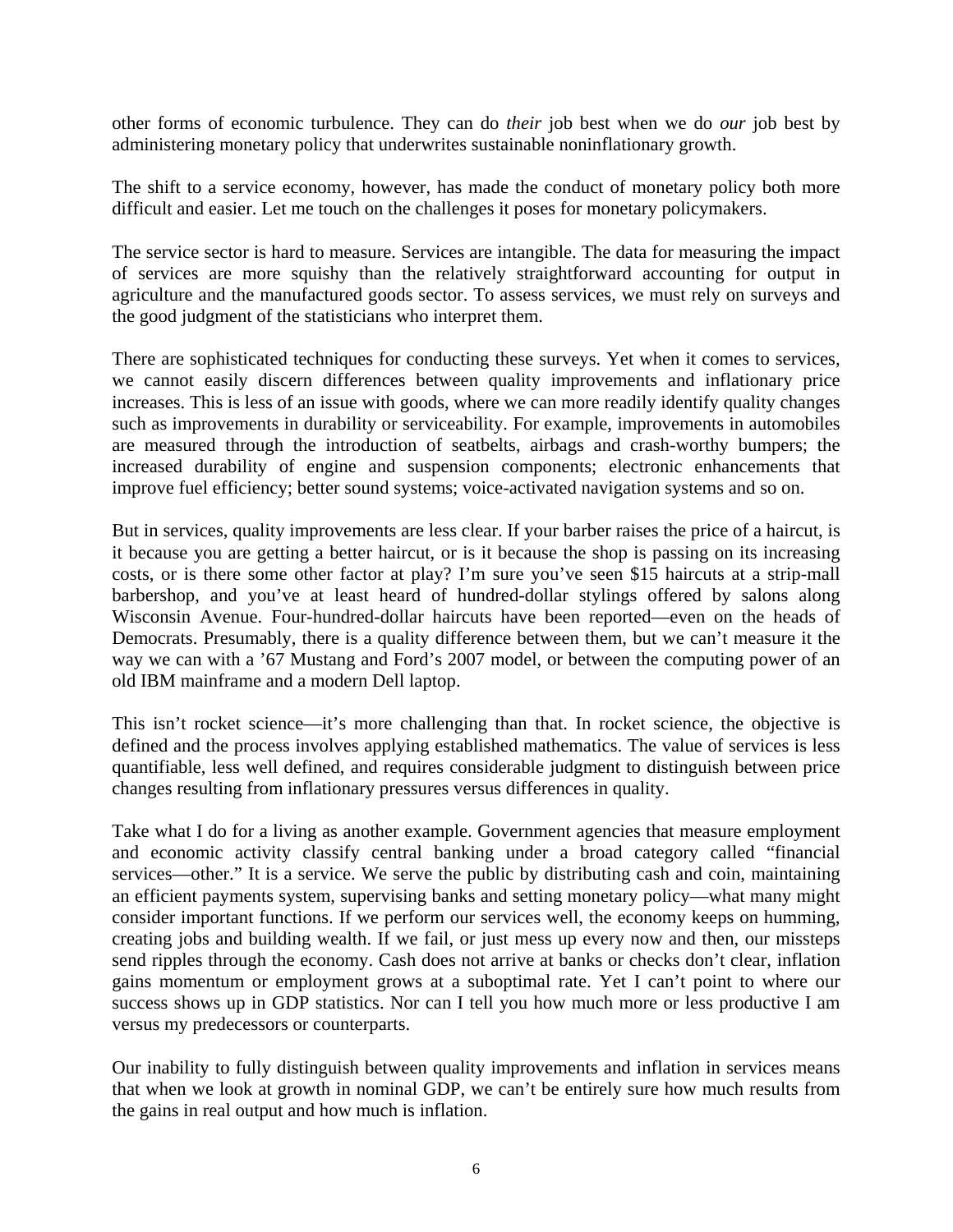other forms of economic turbulence. They can do *their* job best when we do *our* job best by administering monetary policy that underwrites sustainable noninflationary growth.

The shift to a service economy, however, has made the conduct of monetary policy both more difficult and easier. Let me touch on the challenges it poses for monetary policymakers.

The service sector is hard to measure. Services are intangible. The data for measuring the impact of services are more squishy than the relatively straightforward accounting for output in agriculture and the manufactured goods sector. To assess services, we must rely on surveys and the good judgment of the statisticians who interpret them.

There are sophisticated techniques for conducting these surveys. Yet when it comes to services, we cannot easily discern differences between quality improvements and inflationary price increases. This is less of an issue with goods, where we can more readily identify quality changes such as improvements in durability or serviceability. For example, improvements in automobiles are measured through the introduction of seatbelts, airbags and crash-worthy bumpers; the increased durability of engine and suspension components; electronic enhancements that improve fuel efficiency; better sound systems; voice-activated navigation systems and so on.

But in services, quality improvements are less clear. If your barber raises the price of a haircut, is it because you are getting a better haircut, or is it because the shop is passing on its increasing costs, or is there some other factor at play? I'm sure you've seen $15 haircuts at a strip-mall barbershop, and you've at least heard of hundred-dollar stylings offered by salons along Wisconsin Avenue. Four-hundred-dollar haircuts have been reported—even on the heads of Democrats. Presumably, there is a quality difference between them, but we can't measure it the way we can with a '67 Mustang and Ford's 2007 model, or between the computing power of an old IBM mainframe and a modern Dell laptop.

This isn't rocket science—it's more challenging than that. In rocket science, the objective is defined and the process involves applying established mathematics. The value of services is less quantifiable, less well defined, and requires considerable judgment to distinguish between price changes resulting from inflationary pressures versus differences in quality.

Take what I do for a living as another example. Government agencies that measure employment and economic activity classify central banking under a broad category called "financial services—other." It is a service. We serve the public by distributing cash and coin, maintaining an efficient payments system, supervising banks and setting monetary policy—what many might consider important functions. If we perform our services well, the economy keeps on humming, creating jobs and building wealth. If we fail, or just mess up every now and then, our missteps send ripples through the economy. Cash does not arrive at banks or checks don't clear, inflation gains momentum or employment grows at a suboptimal rate. Yet I can't point to where our success shows up in GDP statistics. Nor can I tell you how much more or less productive I am versus my predecessors or counterparts.

Our inability to fully distinguish between quality improvements and inflation in services means that when we look at growth in nominal GDP, we can't be entirely sure how much results from the gains in real output and how much is inflation.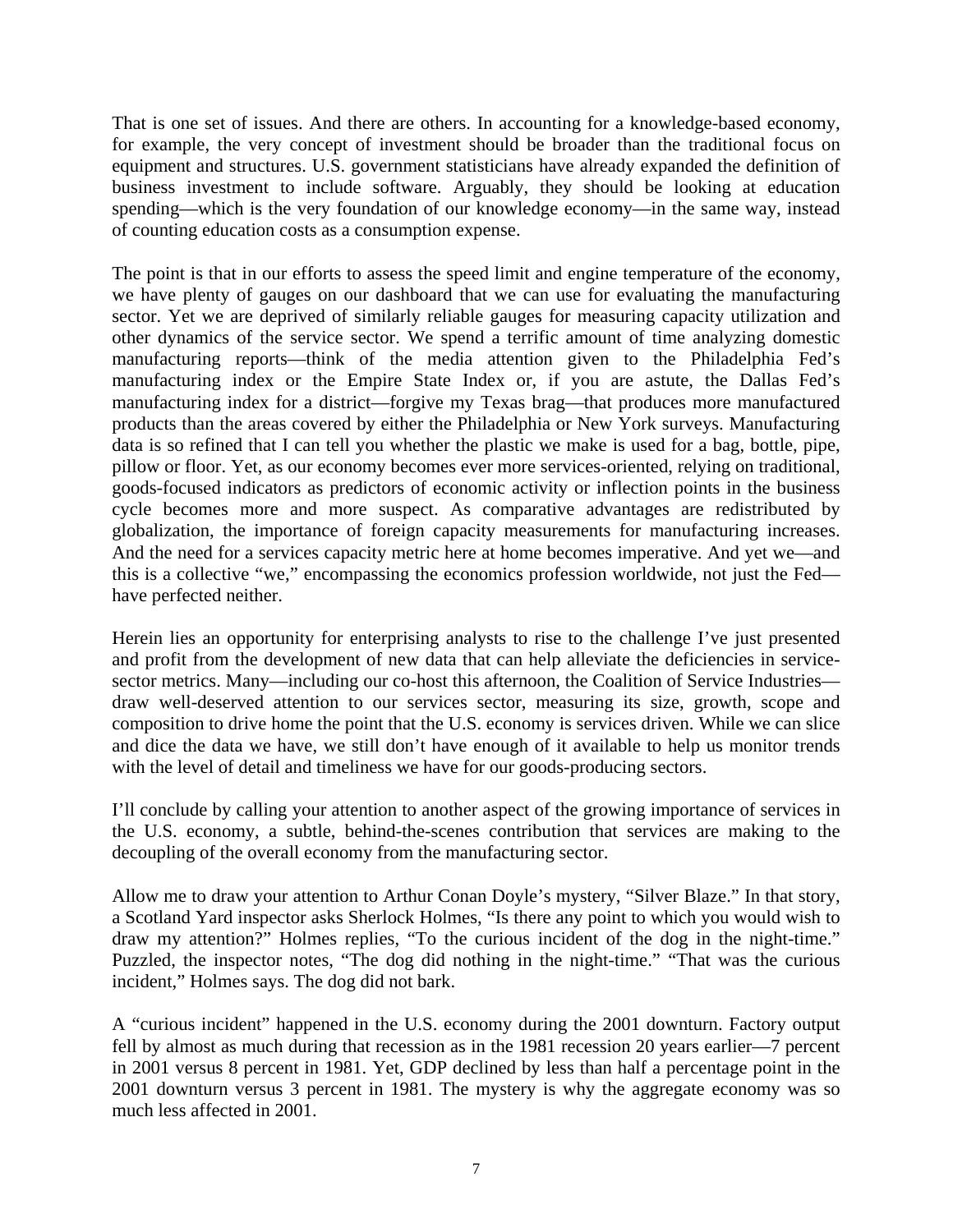That is one set of issues. And there are others. In accounting for a knowledge-based economy, for example, the very concept of investment should be broader than the traditional focus on equipment and structures. U.S. government statisticians have already expanded the definition of business investment to include software. Arguably, they should be looking at education spending—which is the very foundation of our knowledge economy—in the same way, instead of counting education costs as a consumption expense.

The point is that in our efforts to assess the speed limit and engine temperature of the economy, we have plenty of gauges on our dashboard that we can use for evaluating the manufacturing sector. Yet we are deprived of similarly reliable gauges for measuring capacity utilization and other dynamics of the service sector. We spend a terrific amount of time analyzing domestic manufacturing reports—think of the media attention given to the Philadelphia Fed's manufacturing index or the Empire State Index or, if you are astute, the Dallas Fed's manufacturing index for a district—forgive my Texas brag—that produces more manufactured products than the areas covered by either the Philadelphia or New York surveys. Manufacturing data is so refined that I can tell you whether the plastic we make is used for a bag, bottle, pipe, pillow or floor. Yet, as our economy becomes ever more services-oriented, relying on traditional, goods-focused indicators as predictors of economic activity or inflection points in the business cycle becomes more and more suspect. As comparative advantages are redistributed by globalization, the importance of foreign capacity measurements for manufacturing increases. And the need for a services capacity metric here at home becomes imperative. And yet we—and this is a collective "we," encompassing the economics profession worldwide, not just the Fed—have perfected neither.

Herein lies an opportunity for enterprising analysts to rise to the challenge I've just presented and profit from the development of new data that can help alleviate the deficiencies in service-sector metrics. Many—including our co-host this afternoon, the Coalition of Service Industries—draw well-deserved attention to our services sector, measuring its size, growth, scope and composition to drive home the point that the U.S. economy is services driven. While we can slice and dice the data we have, we still don't have enough of it available to help us monitor trends with the level of detail and timeliness we have for our goods-producing sectors.

I'll conclude by calling your attention to another aspect of the growing importance of services in the U.S. economy, a subtle, behind-the-scenes contribution that services are making to the decoupling of the overall economy from the manufacturing sector.

Allow me to draw your attention to Arthur Conan Doyle's mystery, "Silver Blaze." In that story, a Scotland Yard inspector asks Sherlock Holmes, "Is there any point to which you would wish to draw my attention?" Holmes replies, "To the curious incident of the dog in the night-time." Puzzled, the inspector notes, "The dog did nothing in the night-time." "That was the curious incident," Holmes says. The dog did not bark.

A "curious incident" happened in the U.S. economy during the 2001 downturn. Factory output fell by almost as much during that recession as in the 1981 recession 20 years earlier—7 percent in 2001 versus 8 percent in 1981. Yet, GDP declined by less than half a percentage point in the 2001 downturn versus 3 percent in 1981. The mystery is why the aggregate economy was so much less affected in 2001.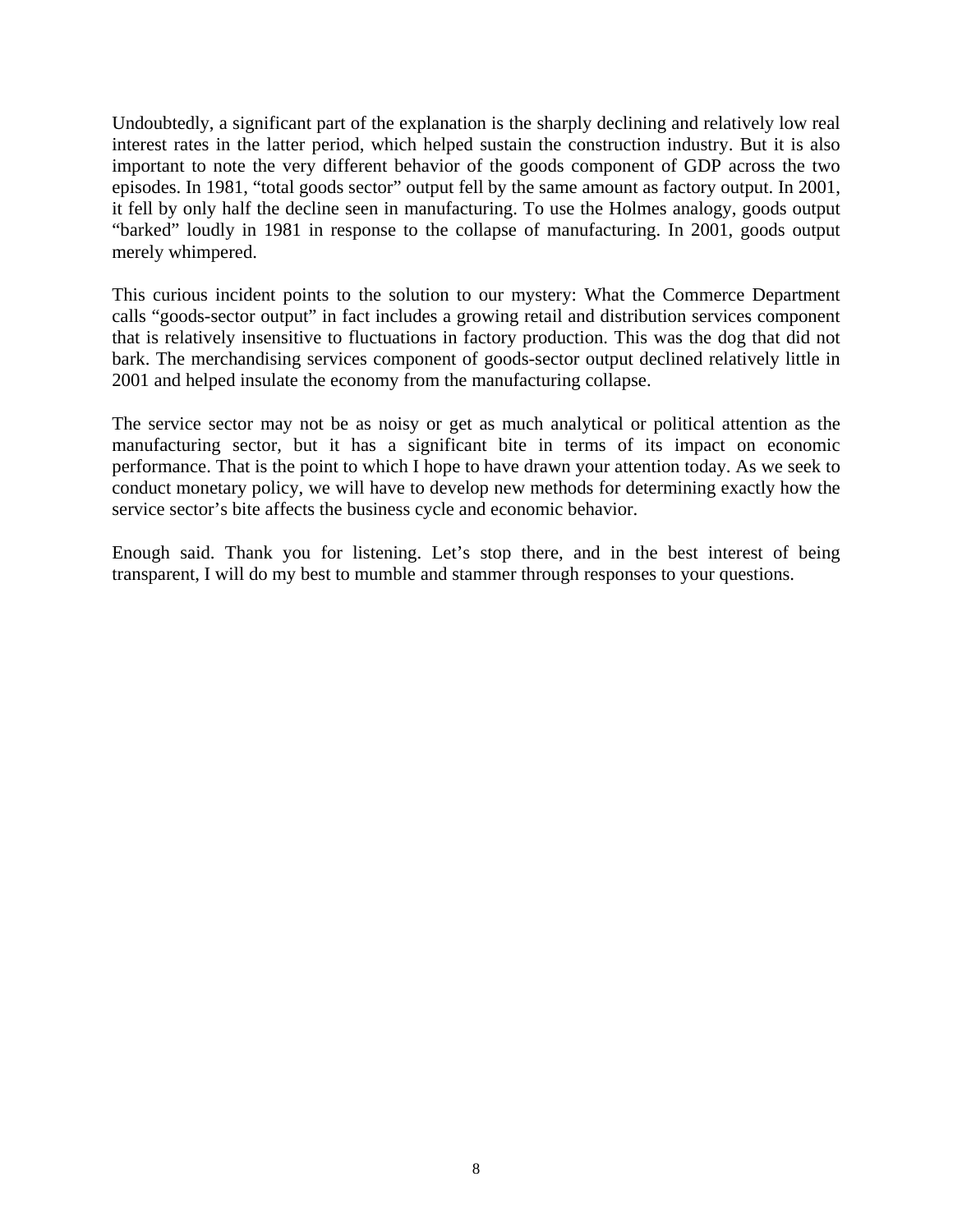Undoubtedly, a significant part of the explanation is the sharply declining and relatively low real interest rates in the latter period, which helped sustain the construction industry. But it is also important to note the very different behavior of the goods component of GDP across the two episodes. In 1981, "total goods sector" output fell by the same amount as factory output. In 2001, it fell by only half the decline seen in manufacturing. To use the Holmes analogy, goods output "barked" loudly in 1981 in response to the collapse of manufacturing. In 2001, goods output merely whimpered.

This curious incident points to the solution to our mystery: What the Commerce Department calls "goods-sector output" in fact includes a growing retail and distribution services component that is relatively insensitive to fluctuations in factory production. This was the dog that did not bark. The merchandising services component of goods-sector output declined relatively little in 2001 and helped insulate the economy from the manufacturing collapse.

The service sector may not be as noisy or get as much analytical or political attention as the manufacturing sector, but it has a significant bite in terms of its impact on economic performance. That is the point to which I hope to have drawn your attention today. As we seek to conduct monetary policy, we will have to develop new methods for determining exactly how the service sector's bite affects the business cycle and economic behavior.

Enough said. Thank you for listening. Let's stop there, and in the best interest of being transparent, I will do my best to mumble and stammer through responses to your questions.